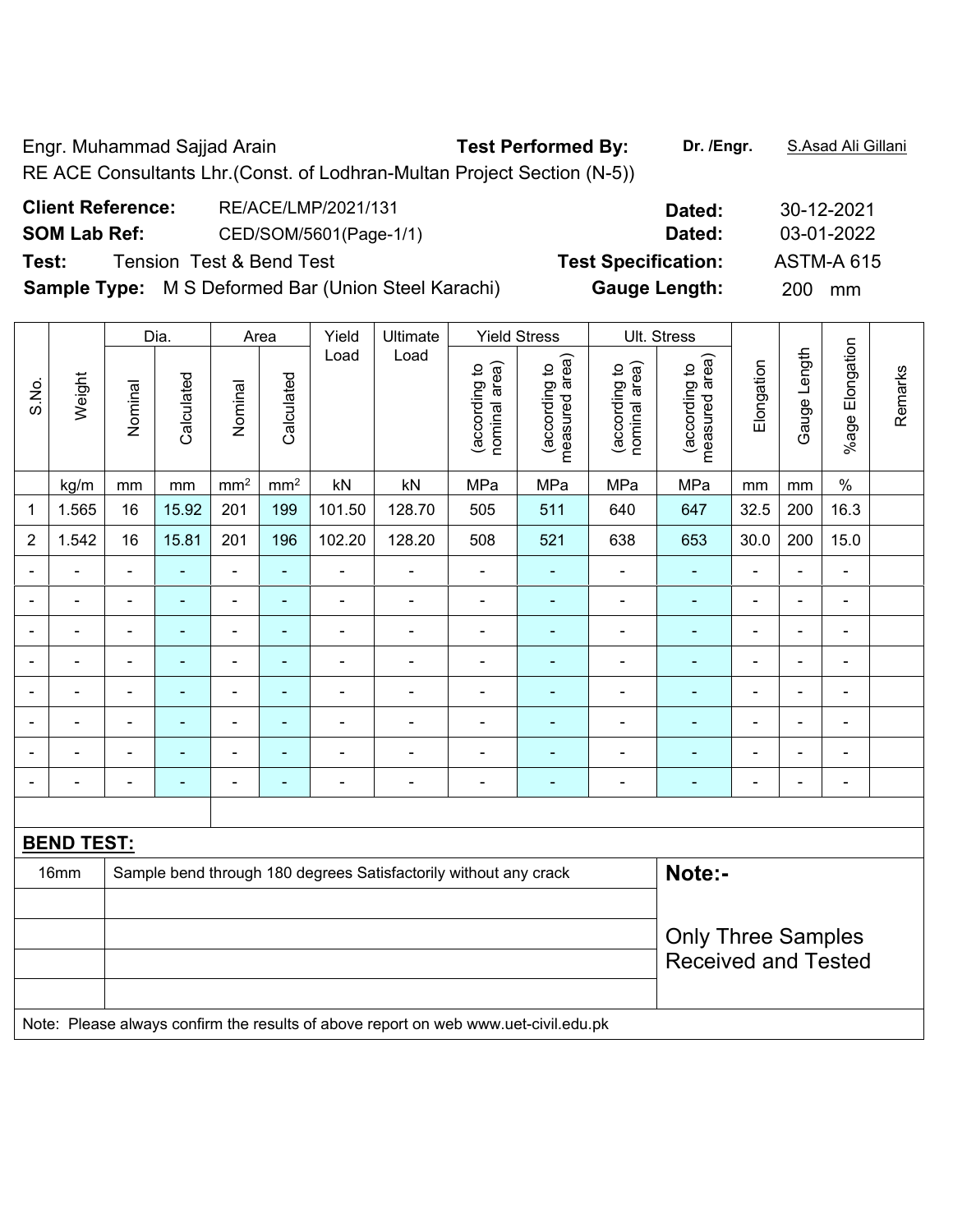Engr. Muhammad Sajjad Arain **Test Performed By:** **Dr. /Engr.** S.Asad Ali Gillani

RE ACE Consultants Lhr.(Const. of Lodhran-Multan Project Section (N-5))

**Client Reference:** RE/ACE/LMP/2021/131 **Dated:** 30-12-2021

**SOM Lab Ref:** CED/SOM/5601(Page-1/1) **Dated:** 03-01-2022

**Test:** Tension Test & Bend Test **Test Specification:** ASTM-A 615

**Sample Type:** M S Deformed Bar (Union Steel Karachi) **Gauge Length:** 200 mm

| S.No. | Weight | Dia. | | Area | | Yield Load | Ultimate Load | Yield Stress | | Ult. Stress | | Elongation | Gauge Length | %age Elongation | Remarks |
|---|---|---|---|---|---|---|---|---|---|---|---|---|---|---|---|
| | | Nominal | Calculated | Nominal | Calculated | | | (according to nominal area) | (according to measured area) | (according to nominal area) | (according to measured area) | | | | |
| | kg/m | mm | mm | mm² | mm² | kN | kN | MPa | MPa | MPa | MPa | mm | mm | % | |
| 1 | 1.565 | 16 | 15.92 | 201 | 199 | 101.50 | 128.70 | 505 | 511 | 640 | 647 | 32.5 | 200 | 16.3 | |
| 2 | 1.542 | 16 | 15.81 | 201 | 196 | 102.20 | 128.20 | 508 | 521 | 638 | 653 | 30.0 | 200 | 15.0 | |
| - | - | - | - | - | - | - | - | - | - | - | - | - | - | - | |
| - | - | - | - | - | - | - | - | - | - | - | - | - | - | - | |
| - | - | - | - | - | - | - | - | - | - | - | - | - | - | - | |
| - | - | - | - | - | - | - | - | - | - | - | - | - | - | - | |
| - | - | - | - | - | - | - | - | - | - | - | - | - | - | - | |
| - | - | - | - | - | - | - | - | - | - | - | - | - | - | - | |
| - | - | - | - | - | - | - | - | - | - | - | - | - | - | - | |
| - | - | - | - | - | - | - | - | - | - | - | - | - | - | - | |

**BEND TEST:**

| | | |
|---|---|---|
| 16mm | Sample bend through 180 degrees Satisfactorily without any crack | **Note:-** Only Three Samples Received and Tested |

Note: Please always confirm the results of above report on web www.uet-civil.edu.pk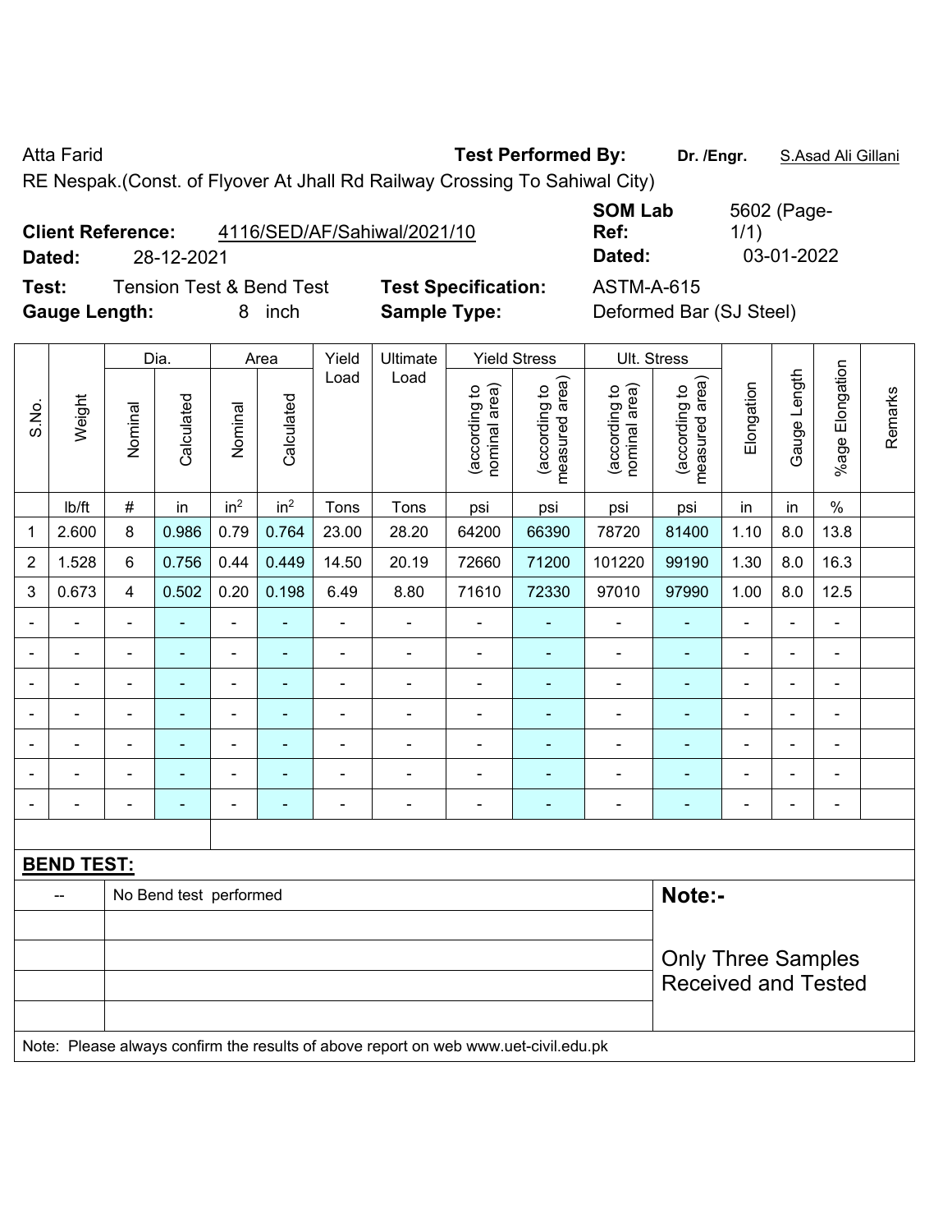Atta Farid **Test Performed By:** **Dr. /Engr.** S.Asad Ali Gillani

RE Nespak.(Const. of Flyover At Jhall Rd Railway Crossing To Sahiwal City)

**Client Reference:** 4116/SED/AF/Sahiwal/2021/10 **SOM Lab Ref:** 5602 (Page-1/1)

**Dated:** 28-12-2021 **Dated:** 03-01-2022

**Test:** Tension Test & Bend Test **Test Specification:** ASTM-A-615

**Gauge Length:** 8 inch **Sample Type:** Deformed Bar (SJ Steel)

| S.No. | Weight | Dia. | | Area | | Yield Load | Ultimate Load | Yield Stress | | Ult. Stress | | Elongation | Gauge Length | %age Elongation | Remarks |
|---|---|---|---|---|---|---|---|---|---|---|---|---|---|---|---|
| | | Nominal | Calculated | Nominal | Calculated | | | (according to nominal area) | (according to measured area) | (according to nominal area) | (according to measured area) | | | | |
| | lb/ft | # | in | in² | in² | Tons | Tons | psi | psi | psi | psi | in | in | % | |
| 1 | 2.600 | 8 | 0.986 | 0.79 | 0.764 | 23.00 | 28.20 | 64200 | 66390 | 78720 | 81400 | 1.10 | 8.0 | 13.8 | |
| 2 | 1.528 | 6 | 0.756 | 0.44 | 0.449 | 14.50 | 20.19 | 72660 | 71200 | 101220 | 99190 | 1.30 | 8.0 | 16.3 | |
| 3 | 0.673 | 4 | 0.502 | 0.20 | 0.198 | 6.49 | 8.80 | 71610 | 72330 | 97010 | 97990 | 1.00 | 8.0 | 12.5 | |
| - | - | - | - | - | - | - | - | - | - | - | - | - | - | - | |
| - | - | - | - | - | - | - | - | - | - | - | - | - | - | - | |
| - | - | - | - | - | - | - | - | - | - | - | - | - | - | - | |
| - | - | - | - | - | - | - | - | - | - | - | - | - | - | - | |
| - | - | - | - | - | - | - | - | - | - | - | - | - | - | - | |
| - | - | - | - | - | - | - | - | - | - | - | - | - | - | - | |
| - | - | - | - | - | - | - | - | - | - | - | - | - | - | - | |

**BEND TEST:**

| -- | No Bend test performed | **Note:-** Only Three Samples Received and Tested |
|---|---|---|

Note: Please always confirm the results of above report on web www.uet-civil.edu.pk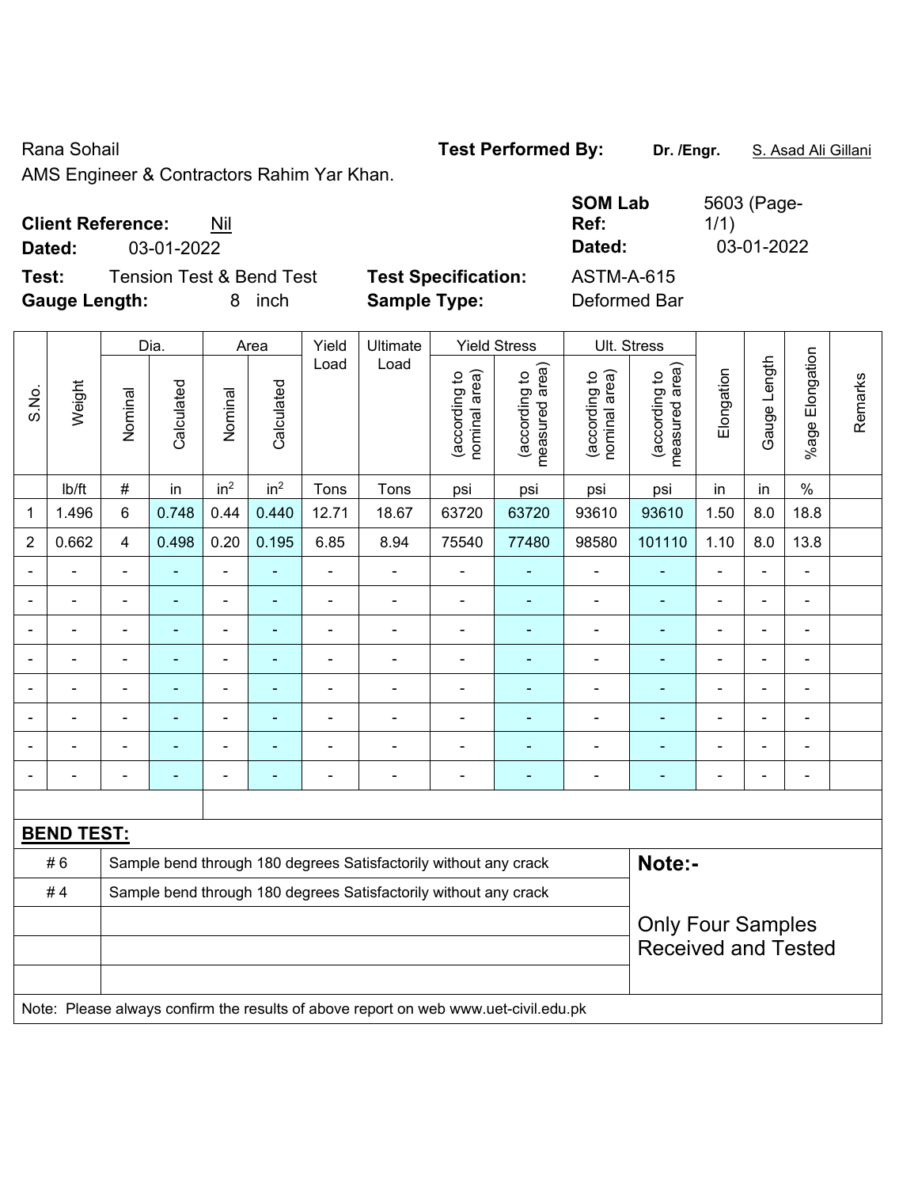Rana Sohail

AMS Engineer & Contractors Rahim Yar Khan.

**Test Performed By:** Dr. /Engr. S. Asad Ali Gillani

**Client Reference:** Nil

**Dated:** 03-01-2022

**SOM Lab Ref:** 5603 (Page-1/1)

**Dated:** 03-01-2022

**Test:** Tension Test & Bend Test

**Gauge Length:** 8 inch

**Test Specification:** ASTM-A-615

**Sample Type:** Deformed Bar

| S.No. | Weight | Dia. | | Area | | Yield Load | Ultimate Load | Yield Stress | | Ult. Stress | | Elongation | Gauge Length | %age Elongation | Remarks |
|---|---|---|---|---|---|---|---|---|---|---|---|---|---|---|---|
| | | Nominal | Calculated | Nominal | Calculated | | | (according to nominal area) | (according to measured area) | (according to nominal area) | (according to measured area) | | | | |
| | lb/ft | # | in | $in^2$ | $in^2$ | Tons | Tons | psi | psi | psi | psi | in | in | % | |
| 1 | 1.496 | 6 | 0.748 | 0.44 | 0.440 | 12.71 | 18.67 | 63720 | 63720 | 93610 | 93610 | 1.50 | 8.0 | 18.8 | |
| 2 | 0.662 | 4 | 0.498 | 0.20 | 0.195 | 6.85 | 8.94 | 75540 | 77480 | 98580 | 101110 | 1.10 | 8.0 | 13.8 | |
| - | - | - | - | - | - | - | - | - | - | - | - | - | - | - | |
| - | - | - | - | - | - | - | - | - | - | - | - | - | - | - | |
| - | - | - | - | - | - | - | - | - | - | - | - | - | - | - | |
| - | - | - | - | - | - | - | - | - | - | - | - | - | - | - | |
| - | - | - | - | - | - | - | - | - | - | - | - | - | - | - | |
| - | - | - | - | - | - | - | - | - | - | - | - | - | - | - | |
| - | - | - | - | - | - | - | - | - | - | - | - | - | - | - | |
| - | - | - | - | - | - | - | - | - | - | - | - | - | - | - | |

**BEND TEST:**

| | | |
|---|---|---|
| # 6 | Sample bend through 180 degrees Satisfactorily without any crack | **Note:-** |
| # 4 | Sample bend through 180 degrees Satisfactorily without any crack | Only Four Samples Received and Tested |

Note: Please always confirm the results of above report on web www.uet-civil.edu.pk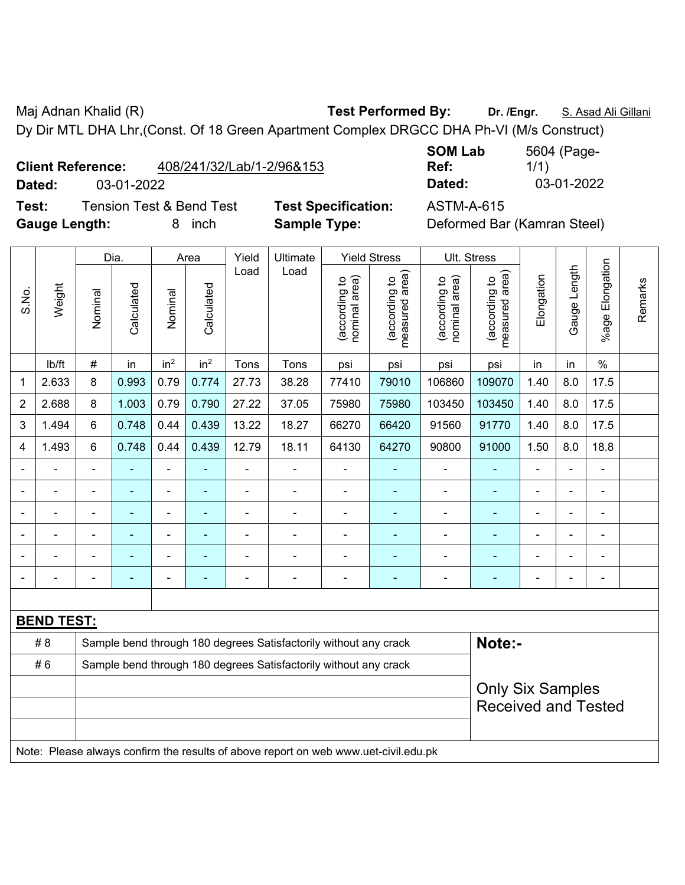Maj Adnan Khalid (R) **Test Performed By:** **Dr. /Engr.** S. Asad Ali Gillani

Dy Dir MTL DHA Lhr,(Const. Of 18 Green Apartment Complex DRGCC DHA Ph-VI (M/s Construct)

**Client Reference:** 408/241/32/Lab/1-2/96&153 **SOM Lab Ref:** 5604 (Page-1/1)

**Dated:** 03-01-2022 **Dated:** 03-01-2022

**Test:** Tension Test & Bend Test **Test Specification:** ASTM-A-615

**Gauge Length:** 8 inch **Sample Type:** Deformed Bar (Kamran Steel)

| S.No. | Weight | Dia. | | Area | | Yield Load | Ultimate Load | Yield Stress | | Ult. Stress | | Elongation | Gauge Length | %age Elongation | Remarks |
|---|---|---|---|---|---|---|---|---|---|---|---|---|---|---|---|
| | | Nominal | Calculated | Nominal | Calculated | | | (according to nominal area) | (according to measured area) | (according to nominal area) | (according to measured area) | | | | |
| | lb/ft | # | in | in$^2$ | in$^2$ | Tons | Tons | psi | psi | psi | psi | in | in | % | |
| 1 | 2.633 | 8 | 0.993 | 0.79 | 0.774 | 27.73 | 38.28 | 77410 | 79010 | 106860 | 109070 | 1.40 | 8.0 | 17.5 | |
| 2 | 2.688 | 8 | 1.003 | 0.79 | 0.790 | 27.22 | 37.05 | 75980 | 75980 | 103450 | 103450 | 1.40 | 8.0 | 17.5 | |
| 3 | 1.494 | 6 | 0.748 | 0.44 | 0.439 | 13.22 | 18.27 | 66270 | 66420 | 91560 | 91770 | 1.40 | 8.0 | 17.5 | |
| 4 | 1.493 | 6 | 0.748 | 0.44 | 0.439 | 12.79 | 18.11 | 64130 | 64270 | 90800 | 91000 | 1.50 | 8.0 | 18.8 | |
| - | - | - | - | - | - | - | - | - | - | - | - | - | - | - | |
| - | - | - | - | - | - | - | - | - | - | - | - | - | - | - | |
| - | - | - | - | - | - | - | - | - | - | - | - | - | - | - | |
| - | - | - | - | - | - | - | - | - | - | - | - | - | - | - | |
| - | - | - | - | - | - | - | - | - | - | - | - | - | - | - | |
| - | - | - | - | - | - | - | - | - | - | - | - | - | - | - | |

**BEND TEST:**

| | | |
|---|---|---|
| # 8 | Sample bend through 180 degrees Satisfactorily without any crack | **Note:-** |
| # 6 | Sample bend through 180 degrees Satisfactorily without any crack | Only Six Samples Received and Tested |

Note: Please always confirm the results of above report on web www.uet-civil.edu.pk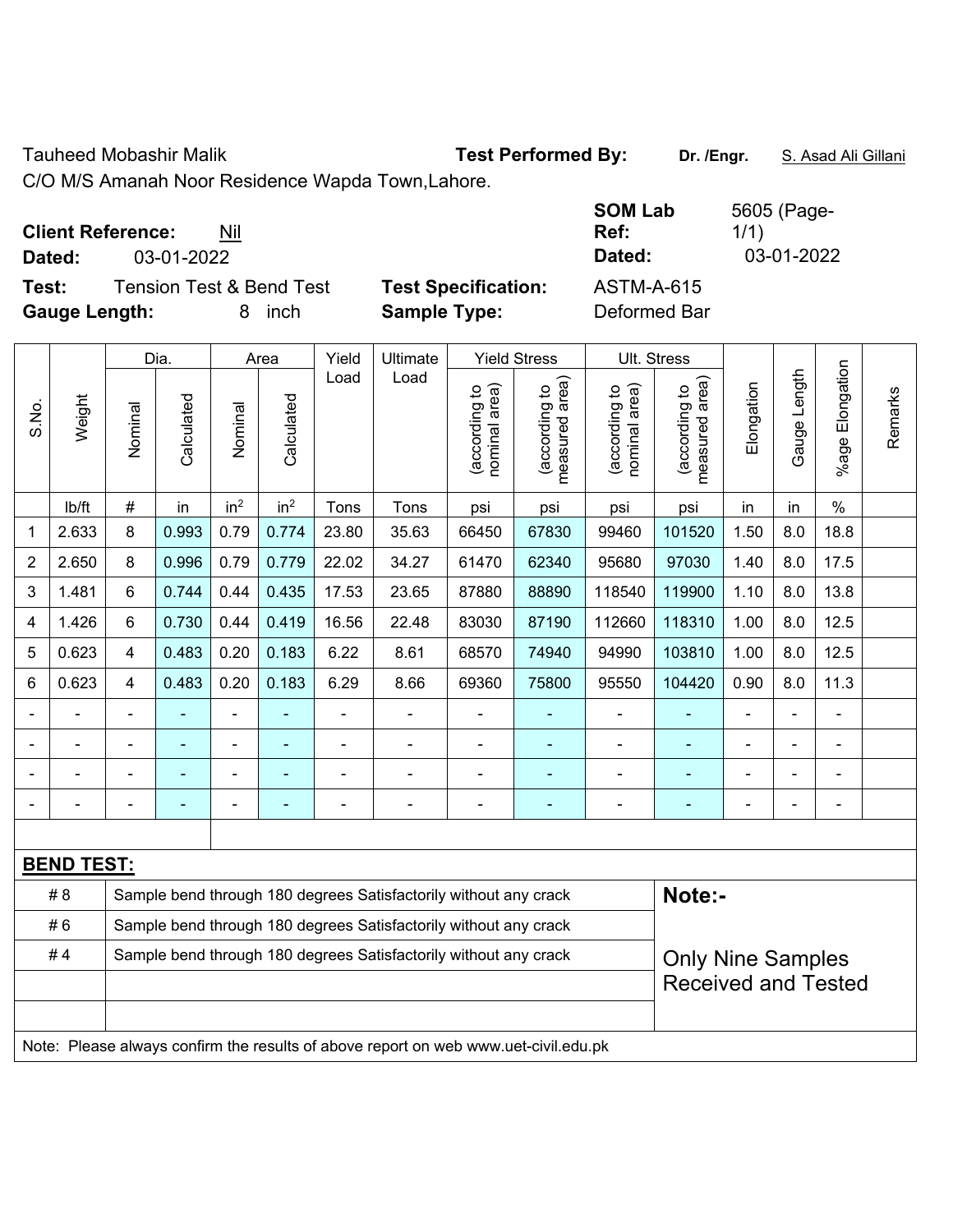Tauheed Mobashir Malik

C/O M/S Amanah Noor Residence Wapda Town,Lahore.

**Test Performed By:** Dr. /Engr. S. Asad Ali Gillani

**Client Reference:** Nil

**Dated:** 03-01-2022

**SOM Lab Ref:** 5605 (Page-1/1)

**Dated:** 03-01-2022

**Test:** Tension Test & Bend Test

**Gauge Length:** 8 inch

**Test Specification:** ASTM-A-615

**Sample Type:** Deformed Bar

| S.No. | Weight | Dia. | | Area | | Yield Load | Ultimate Load | Yield Stress | | Ult. Stress | | Elongation | Gauge Length | %age Elongation | Remarks |
|---|---|---|---|---|---|---|---|---|---|---|---|---|---|---|---|
| | | Nominal | Calculated | Nominal | Calculated | | | (according to nominal area) | (according to measured area) | (according to nominal area) | (according to measured area) | | | | |
| | lb/ft | # | in | $in^2$ | $in^2$ | Tons | Tons | psi | psi | psi | psi | in | in | % | |
| 1 | 2.633 | 8 | 0.993 | 0.79 | 0.774 | 23.80 | 35.63 | 66450 | 67830 | 99460 | 101520 | 1.50 | 8.0 | 18.8 | |
| 2 | 2.650 | 8 | 0.996 | 0.79 | 0.779 | 22.02 | 34.27 | 61470 | 62340 | 95680 | 97030 | 1.40 | 8.0 | 17.5 | |
| 3 | 1.481 | 6 | 0.744 | 0.44 | 0.435 | 17.53 | 23.65 | 87880 | 88890 | 118540 | 119900 | 1.10 | 8.0 | 13.8 | |
| 4 | 1.426 | 6 | 0.730 | 0.44 | 0.419 | 16.56 | 22.48 | 83030 | 87190 | 112660 | 118310 | 1.00 | 8.0 | 12.5 | |
| 5 | 0.623 | 4 | 0.483 | 0.20 | 0.183 | 6.22 | 8.61 | 68570 | 74940 | 94990 | 103810 | 1.00 | 8.0 | 12.5 | |
| 6 | 0.623 | 4 | 0.483 | 0.20 | 0.183 | 6.29 | 8.66 | 69360 | 75800 | 95550 | 104420 | 0.90 | 8.0 | 11.3 | |
| - | - | - | - | - | - | - | - | - | - | - | - | - | - | - | |
| - | - | - | - | - | - | - | - | - | - | - | - | - | - | - | |
| - | - | - | - | - | - | - | - | - | - | - | - | - | - | - | |
| - | - | - | - | - | - | - | - | - | - | - | - | - | - | - | |

**BEND TEST:**

| | | |
|---|---|---|
| # 8 | Sample bend through 180 degrees Satisfactorily without any crack | **Note:-** |
| # 6 | Sample bend through 180 degrees Satisfactorily without any crack | |
| # 4 | Sample bend through 180 degrees Satisfactorily without any crack | Only Nine Samples Received and Tested |

Note: Please always confirm the results of above report on web www.uet-civil.edu.pk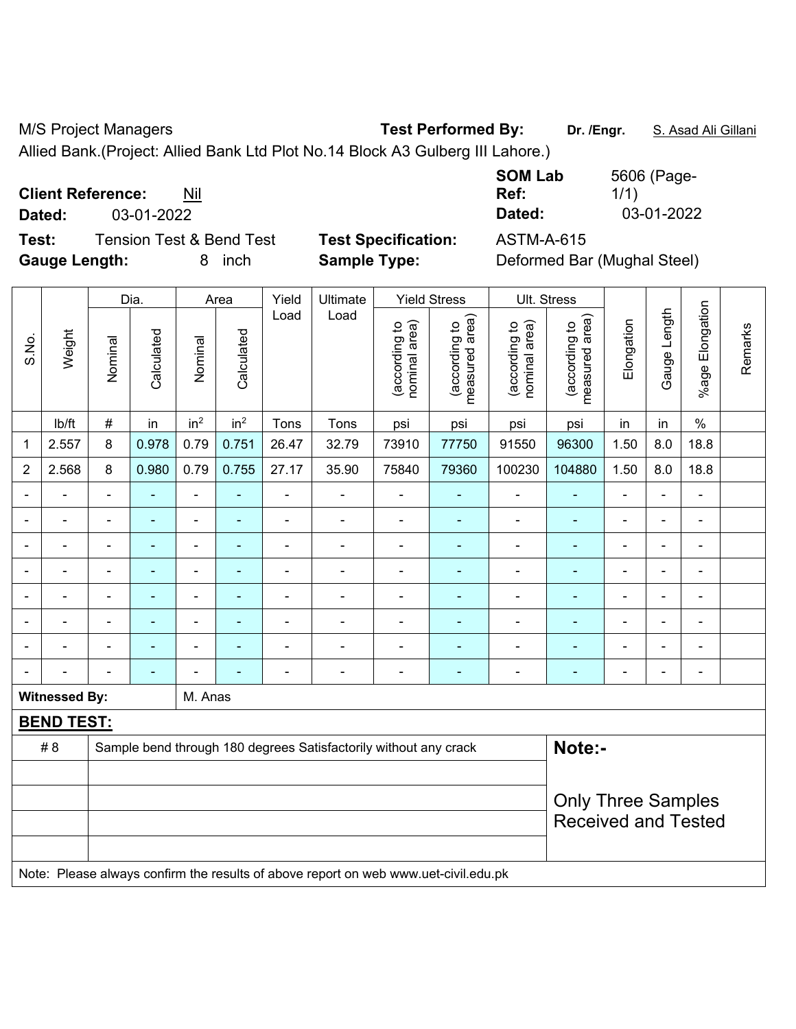M/S Project Managers **Test Performed By:** **Dr. /Engr.** S. Asad Ali Gillani

Allied Bank.(Project: Allied Bank Ltd Plot No.14 Block A3 Gulberg III Lahore.)

**Client Reference:** Nil **SOM Lab Ref:** 5606 (Page-1/1)

**Dated:** 03-01-2022 **Dated:** 03-01-2022

**Test:** Tension Test & Bend Test **Test Specification:** ASTM-A-615

**Gauge Length:** 8 inch **Sample Type:** Deformed Bar (Mughal Steel)

| S.No. | Weight | Dia. | | Area | | Yield Load | Ultimate Load | Yield Stress | | Ult. Stress | | Elongation | Gauge Length | %age Elongation | Remarks |
|---|---|---|---|---|---|---|---|---|---|---|---|---|---|---|---|
| | | Nominal | Calculated | Nominal | Calculated | | | (according to nominal area) | (according to measured area) | (according to nominal area) | (according to measured area) | | | | |
| | lb/ft | # | in | $in^2$ | $in^2$ | Tons | Tons | psi | psi | psi | psi | in | in | % | |
| 1 | 2.557 | 8 | 0.978 | 0.79 | 0.751 | 26.47 | 32.79 | 73910 | 77750 | 91550 | 96300 | 1.50 | 8.0 | 18.8 | |
| 2 | 2.568 | 8 | 0.980 | 0.79 | 0.755 | 27.17 | 35.90 | 75840 | 79360 | 100230 | 104880 | 1.50 | 8.0 | 18.8 | |
| - | - | - | - | - | - | - | - | - | - | - | - | - | - | - | |
| - | - | - | - | - | - | - | - | - | - | - | - | - | - | - | |
| - | - | - | - | - | - | - | - | - | - | - | - | - | - | - | |
| - | - | - | - | - | - | - | - | - | - | - | - | - | - | - | |
| - | - | - | - | - | - | - | - | - | - | - | - | - | - | - | |
| - | - | - | - | - | - | - | - | - | - | - | - | - | - | - | |
| - | - | - | - | - | - | - | - | - | - | - | - | - | - | - | |
| - | - | - | - | - | - | - | - | - | - | - | - | - | - | - | |

**Witnessed By:** M. Anas

**BEND TEST:**

| | | |
|---|---|---|
| # 8 | Sample bend through 180 degrees Satisfactorily without any crack | **Note:-** Only Three Samples Received and Tested |

Note: Please always confirm the results of above report on web www.uet-civil.edu.pk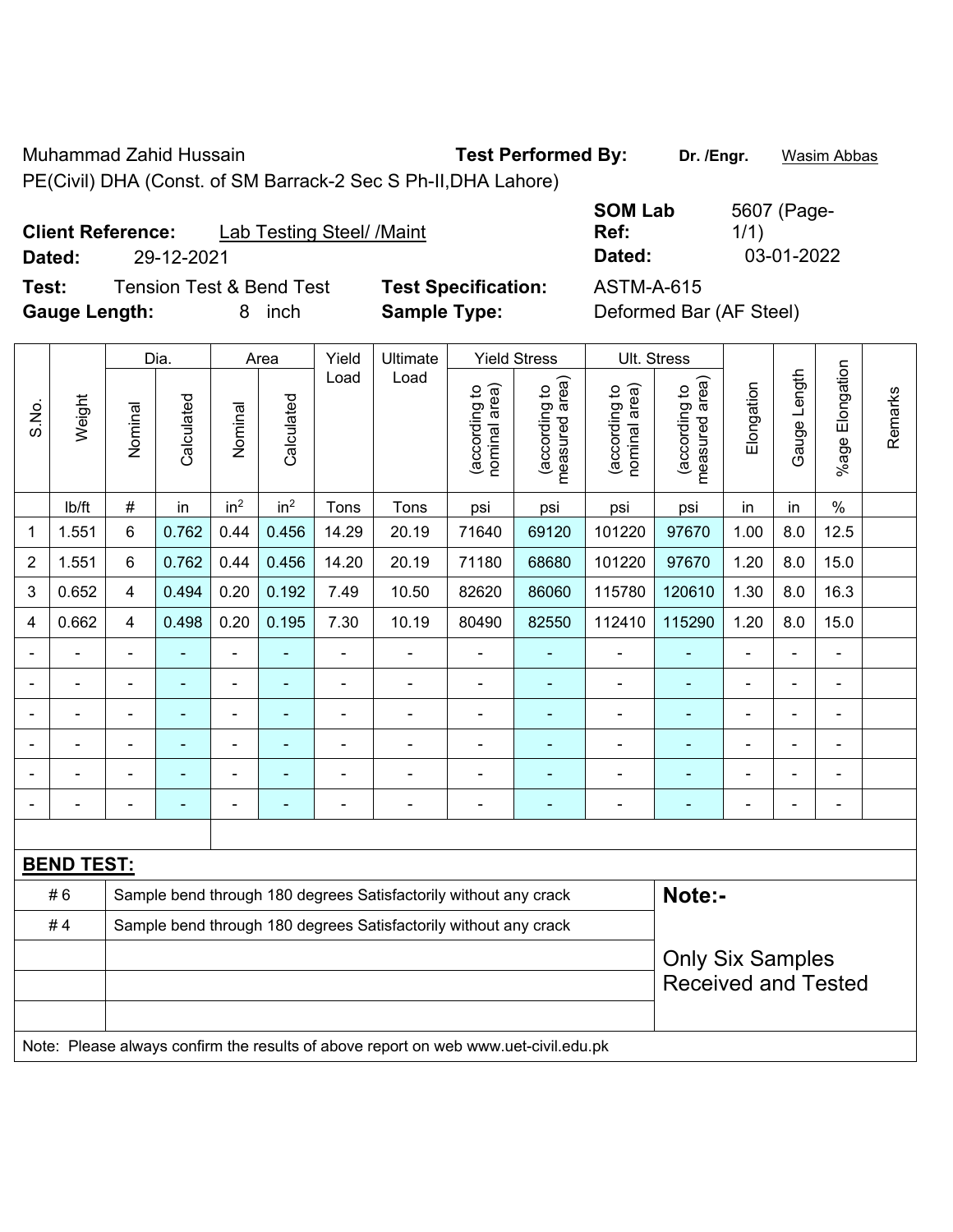Muhammad Zahid Hussain

PE(Civil) DHA (Const. of SM Barrack-2 Sec S Ph-II,DHA Lahore)

**Test Performed By:** **Dr. /Engr.** Wasim Abbas

**Client Reference:** Lab Testing Steel/ /Maint

**Dated:** 29-12-2021

**SOM Lab Ref:** 5607 (Page-1/1)

**Dated:** 03-01-2022

**Test:** Tension Test & Bend Test

**Gauge Length:** 8 inch

**Test Specification:** ASTM-A-615

**Sample Type:** Deformed Bar (AF Steel)

| S.No. | Weight | Dia. | | Area | | Yield Load | Ultimate Load | Yield Stress | | Ult. Stress | | Elongation | Gauge Length | %age Elongation | Remarks |
|---|---|---|---|---|---|---|---|---|---|---|---|---|---|---|---|
| | | Nominal | Calculated | Nominal | Calculated | | | (according to nominal area) | (according to measured area) | (according to nominal area) | (according to measured area) | | | | |
| | lb/ft | # | in | $in^2$ | $in^2$ | Tons | Tons | psi | psi | psi | psi | in | in | % | |
| 1 | 1.551 | 6 | 0.762 | 0.44 | 0.456 | 14.29 | 20.19 | 71640 | 69120 | 101220 | 97670 | 1.00 | 8.0 | 12.5 | |
| 2 | 1.551 | 6 | 0.762 | 0.44 | 0.456 | 14.20 | 20.19 | 71180 | 68680 | 101220 | 97670 | 1.20 | 8.0 | 15.0 | |
| 3 | 0.652 | 4 | 0.494 | 0.20 | 0.192 | 7.49 | 10.50 | 82620 | 86060 | 115780 | 120610 | 1.30 | 8.0 | 16.3 | |
| 4 | 0.662 | 4 | 0.498 | 0.20 | 0.195 | 7.30 | 10.19 | 80490 | 82550 | 112410 | 115290 | 1.20 | 8.0 | 15.0 | |
| - | - | - | - | - | - | - | - | - | - | - | - | - | - | - | |
| - | - | - | - | - | - | - | - | - | - | - | - | - | - | - | |
| - | - | - | - | - | - | - | - | - | - | - | - | - | - | - | |
| - | - | - | - | - | - | - | - | - | - | - | - | - | - | - | |
| - | - | - | - | - | - | - | - | - | - | - | - | - | - | - | |
| - | - | - | - | - | - | - | - | - | - | - | - | - | - | - | |

**BEND TEST:**

| | | |
|---|---|---|
| # 6 | Sample bend through 180 degrees Satisfactorily without any crack | **Note:-** |
| # 4 | Sample bend through 180 degrees Satisfactorily without any crack | Only Six Samples Received and Tested |

Note: Please always confirm the results of above report on web www.uet-civil.edu.pk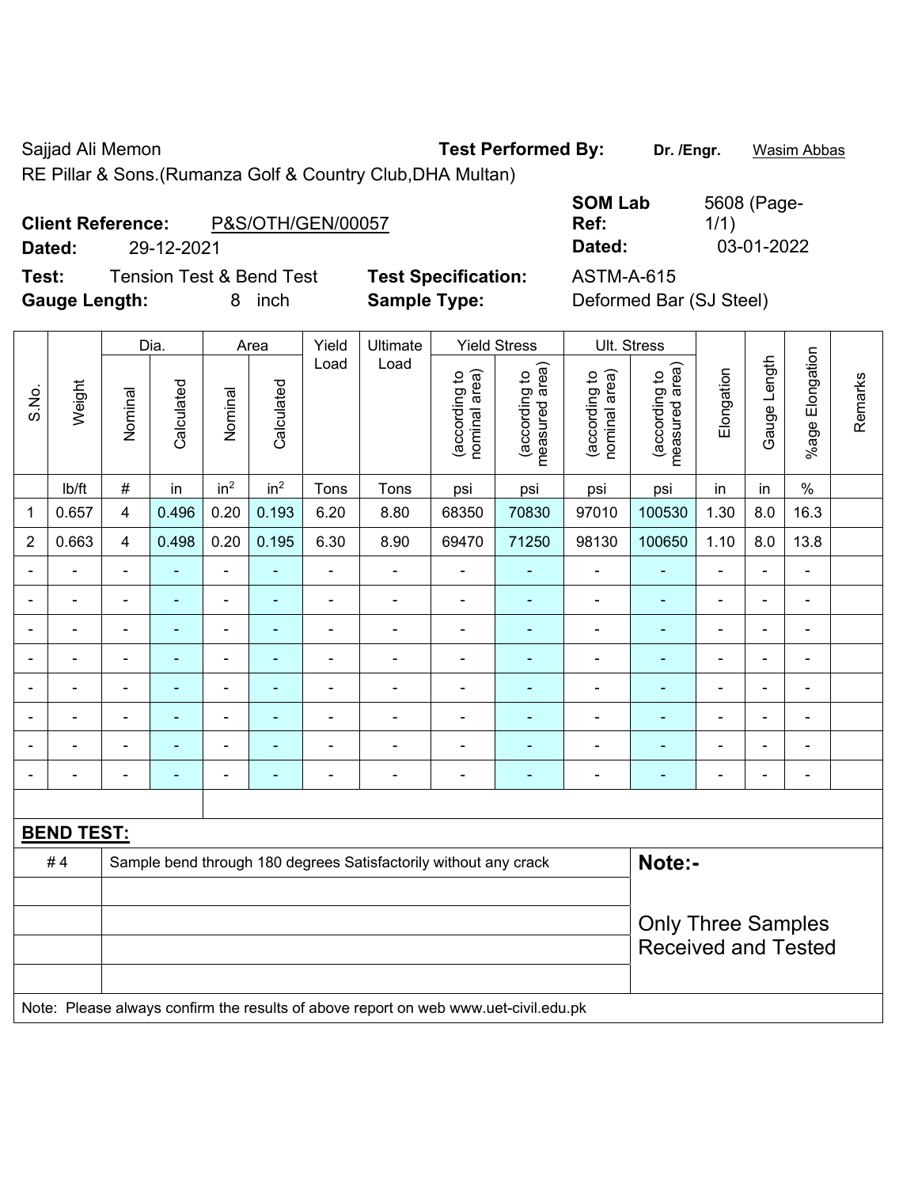Sajjad Ali Memon **Test Performed By:** **Dr. /Engr.** Wasim Abbas

RE Pillar & Sons.(Rumanza Golf & Country Club,DHA Multan)

**Client Reference:** P&S/OTH/GEN/00057 **SOM Lab Ref:** 5608 (Page-1/1)

**Dated:** 29-12-2021 **Dated:** 03-01-2022

**Test:** Tension Test & Bend Test **Test Specification:** ASTM-A-615

**Gauge Length:** 8 inch **Sample Type:** Deformed Bar (SJ Steel)

| S.No. | Weight | Dia. | | Area | | Yield Load | Ultimate Load | Yield Stress | | Ult. Stress | | Elongation | Gauge Length | %age Elongation | Remarks |
|---|---|---|---|---|---|---|---|---|---|---|---|---|---|---|---|
| | | Nominal | Calculated | Nominal | Calculated | | | (according to nominal area) | (according to measured area) | (according to nominal area) | (according to measured area) | | | | |
| | lb/ft | # | in | $in^2$ | $in^2$ | Tons | Tons | psi | psi | psi | psi | in | in | % | |
| 1 | 0.657 | 4 | 0.496 | 0.20 | 0.193 | 6.20 | 8.80 | 68350 | 70830 | 97010 | 100530 | 1.30 | 8.0 | 16.3 | |
| 2 | 0.663 | 4 | 0.498 | 0.20 | 0.195 | 6.30 | 8.90 | 69470 | 71250 | 98130 | 100650 | 1.10 | 8.0 | 13.8 | |
| - | - | - | - | - | - | - | - | - | - | - | - | - | - | - | |
| - | - | - | - | - | - | - | - | - | - | - | - | - | - | - | |
| - | - | - | - | - | - | - | - | - | - | - | - | - | - | - | |
| - | - | - | - | - | - | - | - | - | - | - | - | - | - | - | |
| - | - | - | - | - | - | - | - | - | - | - | - | - | - | - | |
| - | - | - | - | - | - | - | - | - | - | - | - | - | - | - | |
| - | - | - | - | - | - | - | - | - | - | - | - | - | - | - | |
| - | - | - | - | - | - | - | - | - | - | - | - | - | - | - | |

**BEND TEST:**

| | | |
|---|---|---|
| # 4 | Sample bend through 180 degrees Satisfactorily without any crack | **Note:-** |
| | | Only Three Samples Received and Tested |

Note: Please always confirm the results of above report on web www.uet-civil.edu.pk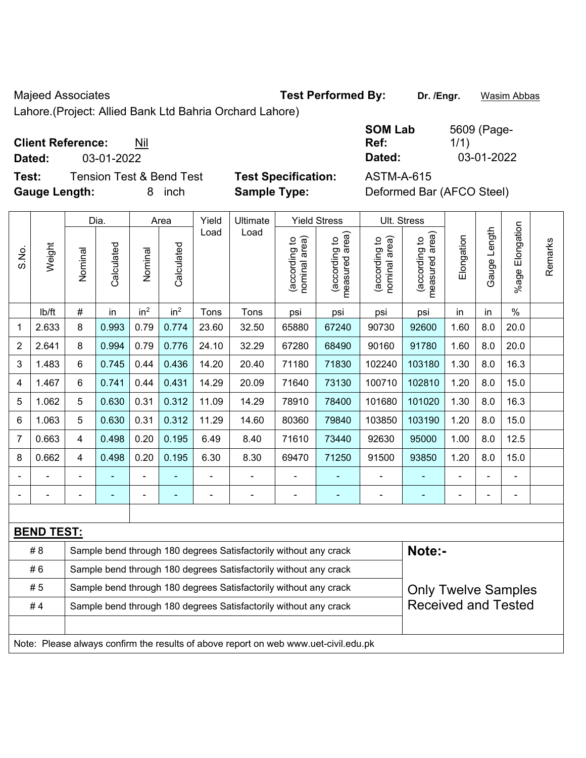Majeed Associates
Lahore.(Project: Allied Bank Ltd Bahria Orchard Lahore)

**Test Performed By:** **Dr. /Engr.** Wasim Abbas

**Client Reference:** Nil
**Dated:** 03-01-2022

**SOM Lab Ref:** 5609 (Page-1/1)
**Dated:** 03-01-2022

**Test:** Tension Test & Bend Test
**Gauge Length:** 8 inch

**Test Specification:** ASTM-A-615
**Sample Type:** Deformed Bar (AFCO Steel)

| S.No. | Weight | Dia. | | Area | | Yield Load | Ultimate Load | Yield Stress | | Ult. Stress | | Elongation | Gauge Length | %age Elongation | Remarks |
|---|---|---|---|---|---|---|---|---|---|---|---|---|---|---|---|
| | | Nominal | Calculated | Nominal | Calculated | | | (according to nominal area) | (according to measured area) | (according to nominal area) | (according to measured area) | | | | |
| | lb/ft | # | in | $in^2$ | $in^2$ | Tons | Tons | psi | psi | psi | psi | in | in | % | |
| 1 | 2.633 | 8 | 0.993 | 0.79 | 0.774 | 23.60 | 32.50 | 65880 | 67240 | 90730 | 92600 | 1.60 | 8.0 | 20.0 | |
| 2 | 2.641 | 8 | 0.994 | 0.79 | 0.776 | 24.10 | 32.29 | 67280 | 68490 | 90160 | 91780 | 1.60 | 8.0 | 20.0 | |
| 3 | 1.483 | 6 | 0.745 | 0.44 | 0.436 | 14.20 | 20.40 | 71180 | 71830 | 102240 | 103180 | 1.30 | 8.0 | 16.3 | |
| 4 | 1.467 | 6 | 0.741 | 0.44 | 0.431 | 14.29 | 20.09 | 71640 | 73130 | 100710 | 102810 | 1.20 | 8.0 | 15.0 | |
| 5 | 1.062 | 5 | 0.630 | 0.31 | 0.312 | 11.09 | 14.29 | 78910 | 78400 | 101680 | 101020 | 1.30 | 8.0 | 16.3 | |
| 6 | 1.063 | 5 | 0.630 | 0.31 | 0.312 | 11.29 | 14.60 | 80360 | 79840 | 103850 | 103190 | 1.20 | 8.0 | 15.0 | |
| 7 | 0.663 | 4 | 0.498 | 0.20 | 0.195 | 6.49 | 8.40 | 71610 | 73440 | 92630 | 95000 | 1.00 | 8.0 | 12.5 | |
| 8 | 0.662 | 4 | 0.498 | 0.20 | 0.195 | 6.30 | 8.30 | 69470 | 71250 | 91500 | 93850 | 1.20 | 8.0 | 15.0 | |
| - | - | - | - | - | - | - | - | - | - | - | - | - | - | - | |
| - | - | - | - | - | - | - | - | - | - | - | - | - | - | - | |

**BEND TEST:**

| | | |
|---|---|---|
| # 8 | Sample bend through 180 degrees Satisfactorily without any crack | **Note:-** |
| # 6 | Sample bend through 180 degrees Satisfactorily without any crack | |
| # 5 | Sample bend through 180 degrees Satisfactorily without any crack | Only Twelve Samples Received and Tested |
| # 4 | Sample bend through 180 degrees Satisfactorily without any crack | |

Note: Please always confirm the results of above report on web www.uet-civil.edu.pk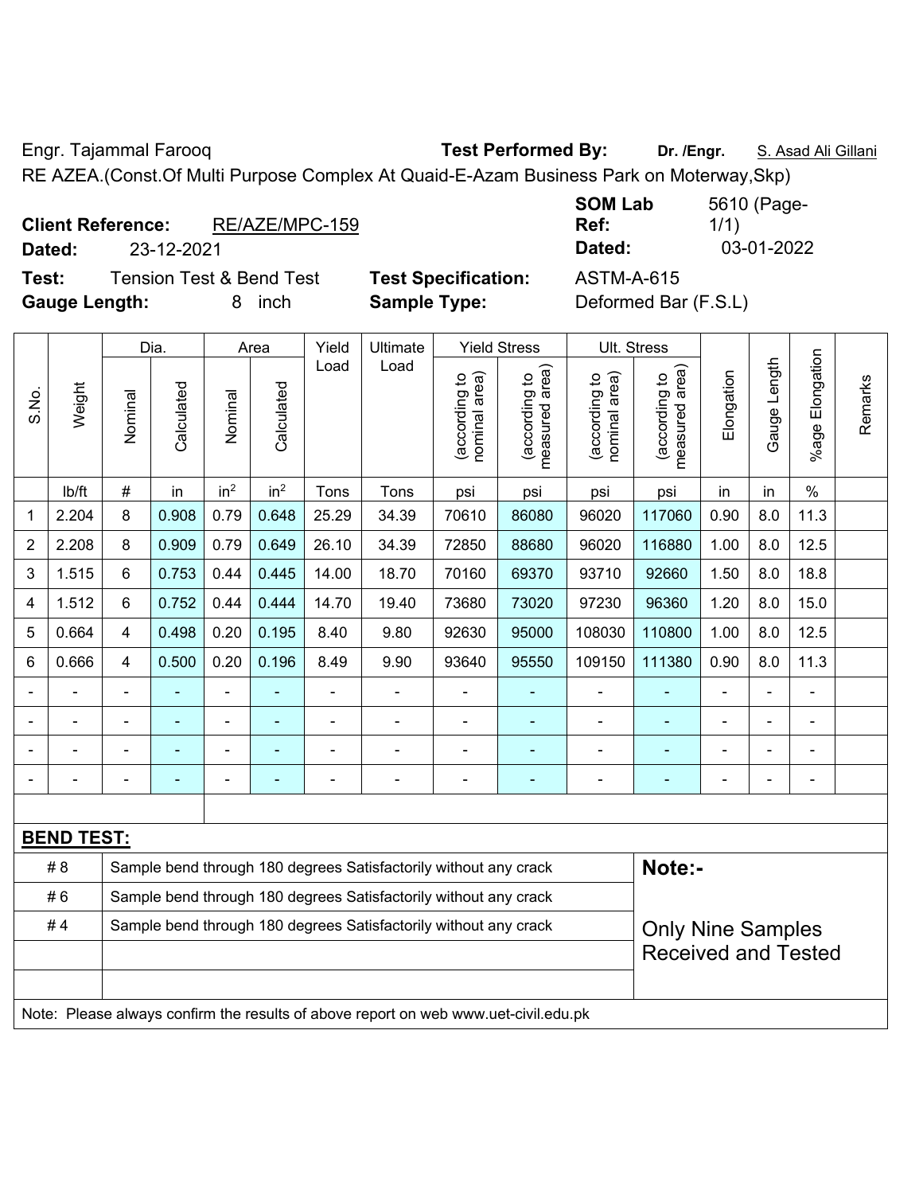Engr. Tajammal Farooq **Test Performed By:** **Dr. /Engr.** S. Asad Ali Gillani

RE AZEA.(Const.Of Multi Purpose Complex At Quaid-E-Azam Business Park on Moterway,Skp)

**Client Reference:** RE/AZE/MPC-159 **SOM Lab Ref:** 5610 (Page-1/1)

**Dated:** 23-12-2021 **Dated:** 03-01-2022

**Test:** Tension Test & Bend Test **Test Specification:** ASTM-A-615

**Gauge Length:** 8 inch **Sample Type:** Deformed Bar (F.S.L)

| S.No. | Weight | Dia. | | Area | | Yield Load | Ultimate Load | Yield Stress | | Ult. Stress | | Elongation | Gauge Length | %age Elongation | Remarks |
|---|---|---|---|---|---|---|---|---|---|---|---|---|---|---|---|
| | | Nominal | Calculated | Nominal | Calculated | | | (according to nominal area) | (according to measured area) | (according to nominal area) | (according to measured area) | | | | |
| | lb/ft | # | in | $in^2$ | $in^2$ | Tons | Tons | psi | psi | psi | psi | in | in | % | |
| 1 | 2.204 | 8 | 0.908 | 0.79 | 0.648 | 25.29 | 34.39 | 70610 | 86080 | 96020 | 117060 | 0.90 | 8.0 | 11.3 | |
| 2 | 2.208 | 8 | 0.909 | 0.79 | 0.649 | 26.10 | 34.39 | 72850 | 88680 | 96020 | 116880 | 1.00 | 8.0 | 12.5 | |
| 3 | 1.515 | 6 | 0.753 | 0.44 | 0.445 | 14.00 | 18.70 | 70160 | 69370 | 93710 | 92660 | 1.50 | 8.0 | 18.8 | |
| 4 | 1.512 | 6 | 0.752 | 0.44 | 0.444 | 14.70 | 19.40 | 73680 | 73020 | 97230 | 96360 | 1.20 | 8.0 | 15.0 | |
| 5 | 0.664 | 4 | 0.498 | 0.20 | 0.195 | 8.40 | 9.80 | 92630 | 95000 | 108030 | 110800 | 1.00 | 8.0 | 12.5 | |
| 6 | 0.666 | 4 | 0.500 | 0.20 | 0.196 | 8.49 | 9.90 | 93640 | 95550 | 109150 | 111380 | 0.90 | 8.0 | 11.3 | |
| - | - | - | - | - | - | - | - | - | - | - | - | - | - | - | |
| - | - | - | - | - | - | - | - | - | - | - | - | - | - | - | |
| - | - | - | - | - | - | - | - | - | - | - | - | - | - | - | |
| - | - | - | - | - | - | - | - | - | - | - | - | - | - | - | |

**BEND TEST:**

| | | |
|---|---|---|
| # 8 | Sample bend through 180 degrees Satisfactorily without any crack | **Note:-** |
| # 6 | Sample bend through 180 degrees Satisfactorily without any crack | |
| # 4 | Sample bend through 180 degrees Satisfactorily without any crack | Only Nine Samples Received and Tested |
| | | |
| | | |

Note: Please always confirm the results of above report on web www.uet-civil.edu.pk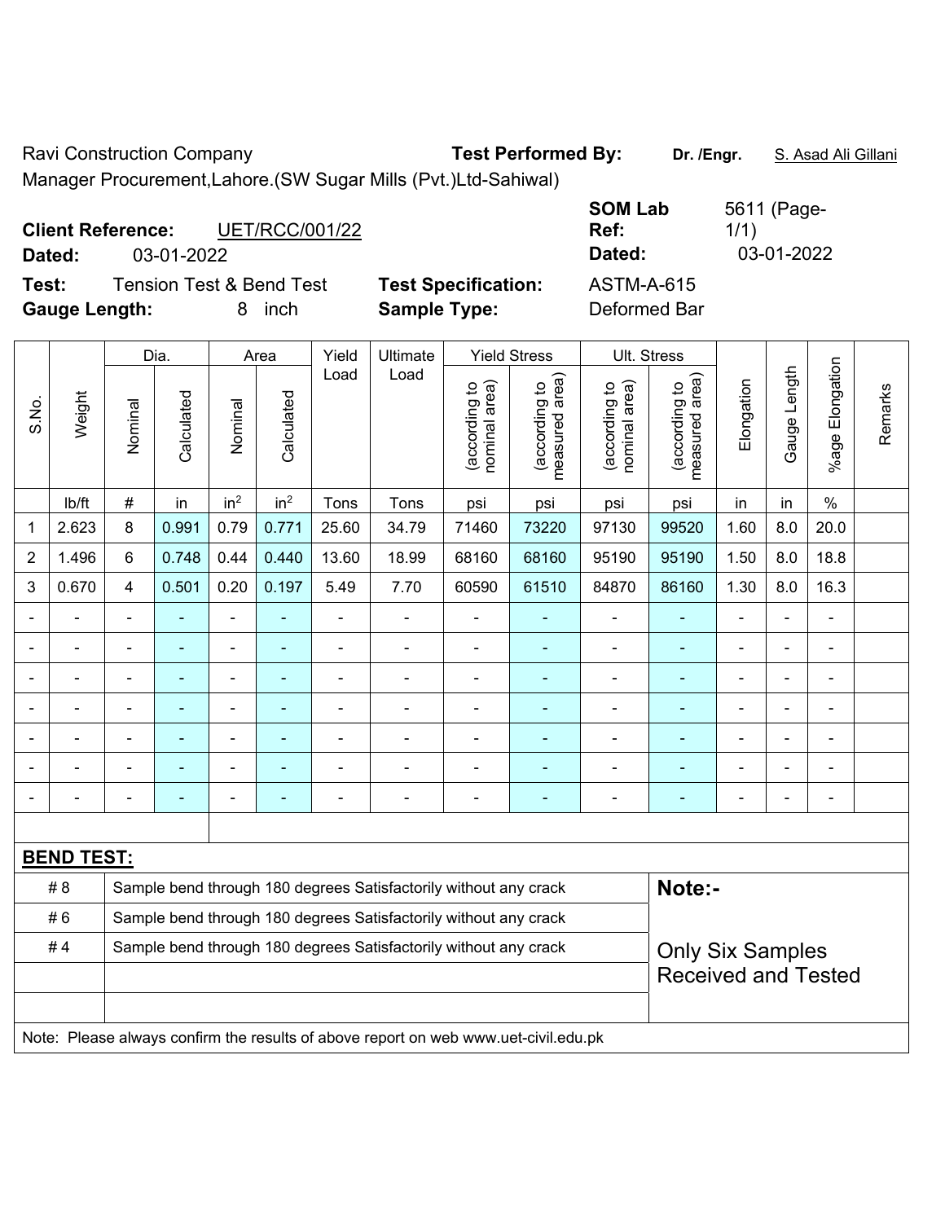Ravi Construction Company

Manager Procurement,Lahore.(SW Sugar Mills (Pvt.)Ltd-Sahiwal)

**Test Performed By:** **Dr. /Engr.** S. Asad Ali Gillani

**Client Reference:** UT/RCC/001/22

**Dated:** 03-01-2022

**SOM Lab Ref:** 5611 (Page-1/1)

**Dated:** 03-01-2022

**Test:** Tension Test & Bend Test

**Test Specification:** ASTM-A-615

**Gauge Length:** 8 inch

**Sample Type:** Deformed Bar

| S.No. | Weight | Dia. | | Area | | Yield Load | Ultimate Load | Yield Stress | | Ult. Stress | | Elongation | Gauge Length | %age Elongation | Remarks |
|---|---|---|---|---|---|---|---|---|---|---|---|---|---|---|---|
| | | Nominal | Calculated | Nominal | Calculated | | | (according to nominal area) | (according to measured area) | (according to nominal area) | (according to measured area) | | | | |
| | lb/ft | # | in | $in^2$ | $in^2$ | Tons | Tons | psi | psi | psi | psi | in | in | % | |
| 1 | 2.623 | 8 | 0.991 | 0.79 | 0.771 | 25.60 | 34.79 | 71460 | 73220 | 97130 | 99520 | 1.60 | 8.0 | 20.0 | |
| 2 | 1.496 | 6 | 0.748 | 0.44 | 0.440 | 13.60 | 18.99 | 68160 | 68160 | 95190 | 95190 | 1.50 | 8.0 | 18.8 | |
| 3 | 0.670 | 4 | 0.501 | 0.20 | 0.197 | 5.49 | 7.70 | 60590 | 61510 | 84870 | 86160 | 1.30 | 8.0 | 16.3 | |
| - | - | - | - | - | - | - | - | - | - | - | - | - | - | - | |
| - | - | - | - | - | - | - | - | - | - | - | - | - | - | - | |
| - | - | - | - | - | - | - | - | - | - | - | - | - | - | - | |
| - | - | - | - | - | - | - | - | - | - | - | - | - | - | - | |
| - | - | - | - | - | - | - | - | - | - | - | - | - | - | - | |
| - | - | - | - | - | - | - | - | - | - | - | - | - | - | - | |
| - | - | - | - | - | - | - | - | - | - | - | - | - | - | - | |

**BEND TEST:**

| | |
|---|---|
| # 8 | Sample bend through 180 degrees Satisfactorily without any crack |
| # 6 | Sample bend through 180 degrees Satisfactorily without any crack |
| # 4 | Sample bend through 180 degrees Satisfactorily without any crack |

**Note:-**

Only Six Samples Received and Tested

Note: Please always confirm the results of above report on web www.uet-civil.edu.pk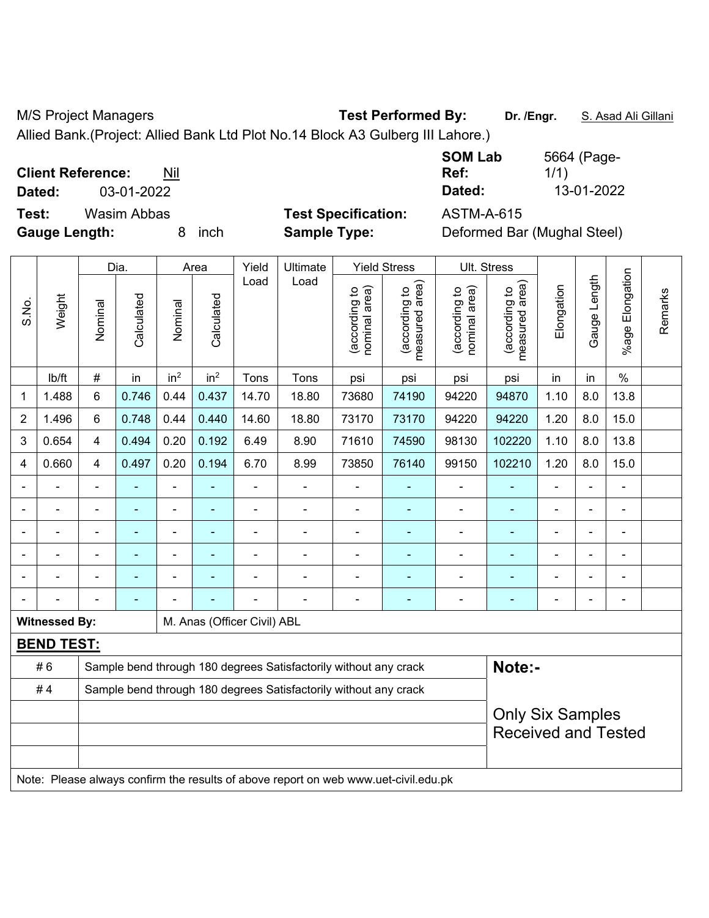M/S Project Managers **Test Performed By:** **Dr. /Engr.** S. Asad Ali Gillani

Allied Bank.(Project: Allied Bank Ltd Plot No.14 Block A3 Gulberg III Lahore.)

**Client Reference:** Nil **SOM Lab Ref:** 5664 (Page-1/1)

**Dated:** 03-01-2022 **Dated:** 13-01-2022

**Test:** Wasim Abbas **Test Specification:** ASTM-A-615

**Gauge Length:** 8 inch **Sample Type:** Deformed Bar (Mughal Steel)

| S.No. | Weight | Dia. | | Area | | Yield Load | Ultimate Load | Yield Stress | | Ult. Stress | | Elongation | Gauge Length | %age Elongation | Remarks |
|---|---|---|---|---|---|---|---|---|---|---|---|---|---|---|---|
| | | Nominal | Calculated | Nominal | Calculated | | | (according to nominal area) | (according to measured area) | (according to nominal area) | (according to measured area) | | | | |
| | lb/ft | # | in | in$^2$ | in$^2$ | Tons | Tons | psi | psi | psi | psi | in | in | % | |
| 1 | 1.488 | 6 | 0.746 | 0.44 | 0.437 | 14.70 | 18.80 | 73680 | 74190 | 94220 | 94870 | 1.10 | 8.0 | 13.8 | |
| 2 | 1.496 | 6 | 0.748 | 0.44 | 0.440 | 14.60 | 18.80 | 73170 | 73170 | 94220 | 94220 | 1.20 | 8.0 | 15.0 | |
| 3 | 0.654 | 4 | 0.494 | 0.20 | 0.192 | 6.49 | 8.90 | 71610 | 74590 | 98130 | 102220 | 1.10 | 8.0 | 13.8 | |
| 4 | 0.660 | 4 | 0.497 | 0.20 | 0.194 | 6.70 | 8.99 | 73850 | 76140 | 99150 | 102210 | 1.20 | 8.0 | 15.0 | |
| - | - | - | - | - | - | - | - | - | - | - | - | - | - | - | |
| - | - | - | - | - | - | - | - | - | - | - | - | - | - | - | |
| - | - | - | - | - | - | - | - | - | - | - | - | - | - | - | |
| - | - | - | - | - | - | - | - | - | - | - | - | - | - | - | |
| - | - | - | - | - | - | - | - | - | - | - | - | - | - | - | |
| - | - | - | - | - | - | - | - | - | - | - | - | - | - | - | |

**Witnessed By:** M. Anas (Officer Civil) ABL

**BEND TEST:**

| | | |
|---|---|---|
| # 6 | Sample bend through 180 degrees Satisfactorily without any crack | **Note:-** |
| # 4 | Sample bend through 180 degrees Satisfactorily without any crack | Only Six Samples Received and Tested |
| | | |
| | | |
| | | |

Note: Please always confirm the results of above report on web www.uet-civil.edu.pk